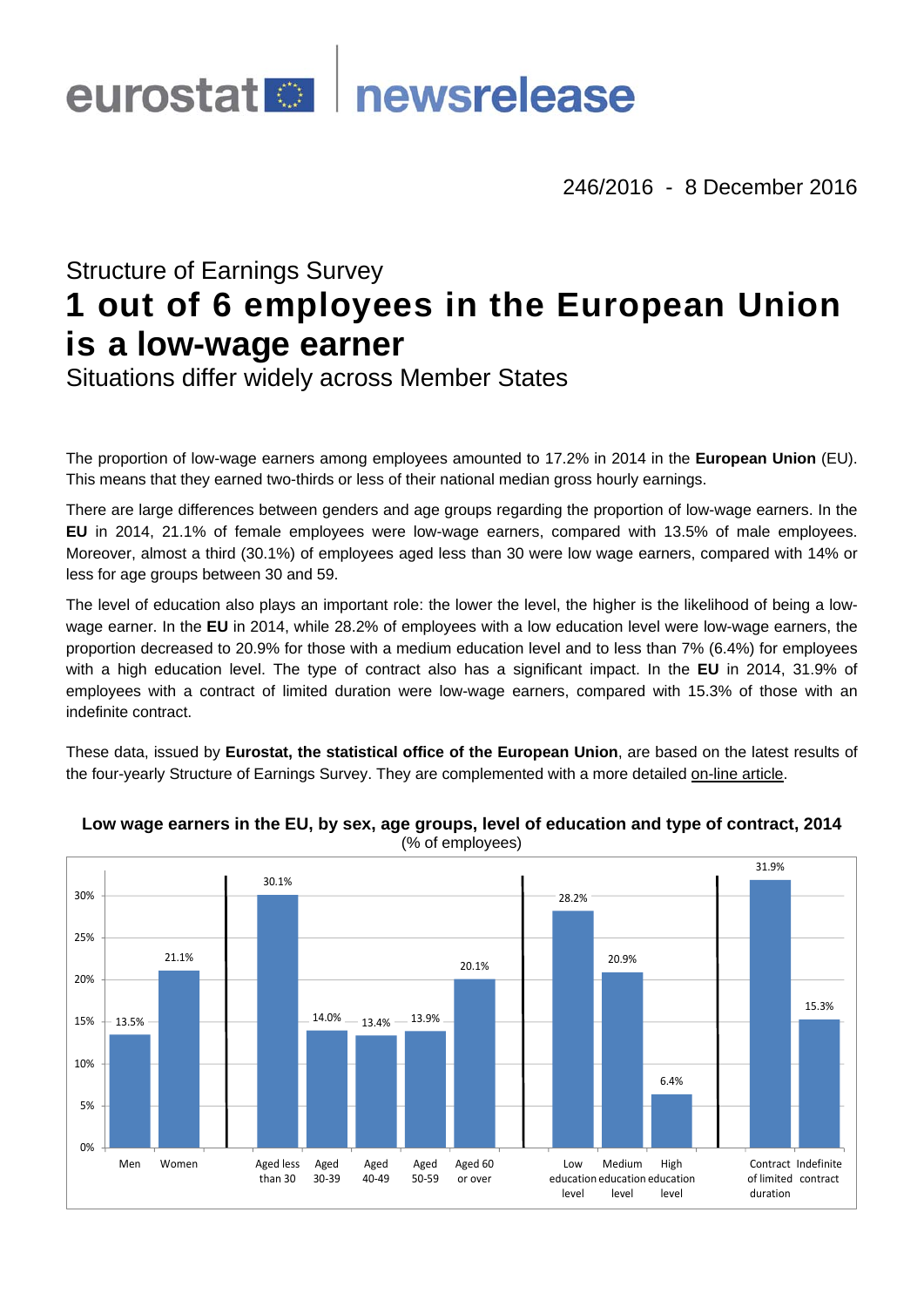eurostat newsrelease

246/2016 - 8 December 2016

## Structure of Earnings Survey

# 1 out of 6 employees in the European Union is a low-wage earner

## Situations differ widely across Member States

The proportion of low-wage earners among employees amounted to 17.2% in 2014 in the **European Union** (EU). This means that they earned two-thirds or less of their national median gross hourly earnings.

There are large differences between genders and age groups regarding the proportion of low-wage earners. In the **EU** in 2014, 21.1% of female employees were low-wage earners, compared with 13.5% of male employees. Moreover, almost a third (30.1%) of employees aged less than 30 were low wage earners, compared with 14% or less for age groups between 30 and 59.

The level of education also plays an important role: the lower the level, the higher is the likelihood of being a low-wage earner. In the **EU** in 2014, while 28.2% of employees with a low education level were low-wage earners, the proportion decreased to 20.9% for those with a medium education level and to less than 7% (6.4%) for employees with a high education level. The type of contract also has a significant impact. In the **EU** in 2014, 31.9% of employees with a contract of limited duration were low-wage earners, compared with 15.3% of those with an indefinite contract.

These data, issued by **Eurostat, the statistical office of the European Union**, are based on the latest results of the four-yearly Structure of Earnings Survey. They are complemented with a more detailed on-line article.

**Low wage earners in the EU, by sex, age groups, level of education and type of contract, 2014**
(% of employees)

| Category | % of employees |
|---|---|
| Men | 13.5% |
| Women | 21.1% |
| Aged less than 30 | 30.1% |
| Aged 30-39 | 14.0% |
| Aged 40-49 | 13.4% |
| Aged 50-59 | 13.9% |
| Aged 60 or over | 20.1% |
| Low education level | 28.2% |
| Medium education level | 20.9% |
| High education level | 6.4% |
| Contract of limited duration | 31.9% |
| Indefinite contract | 15.3% |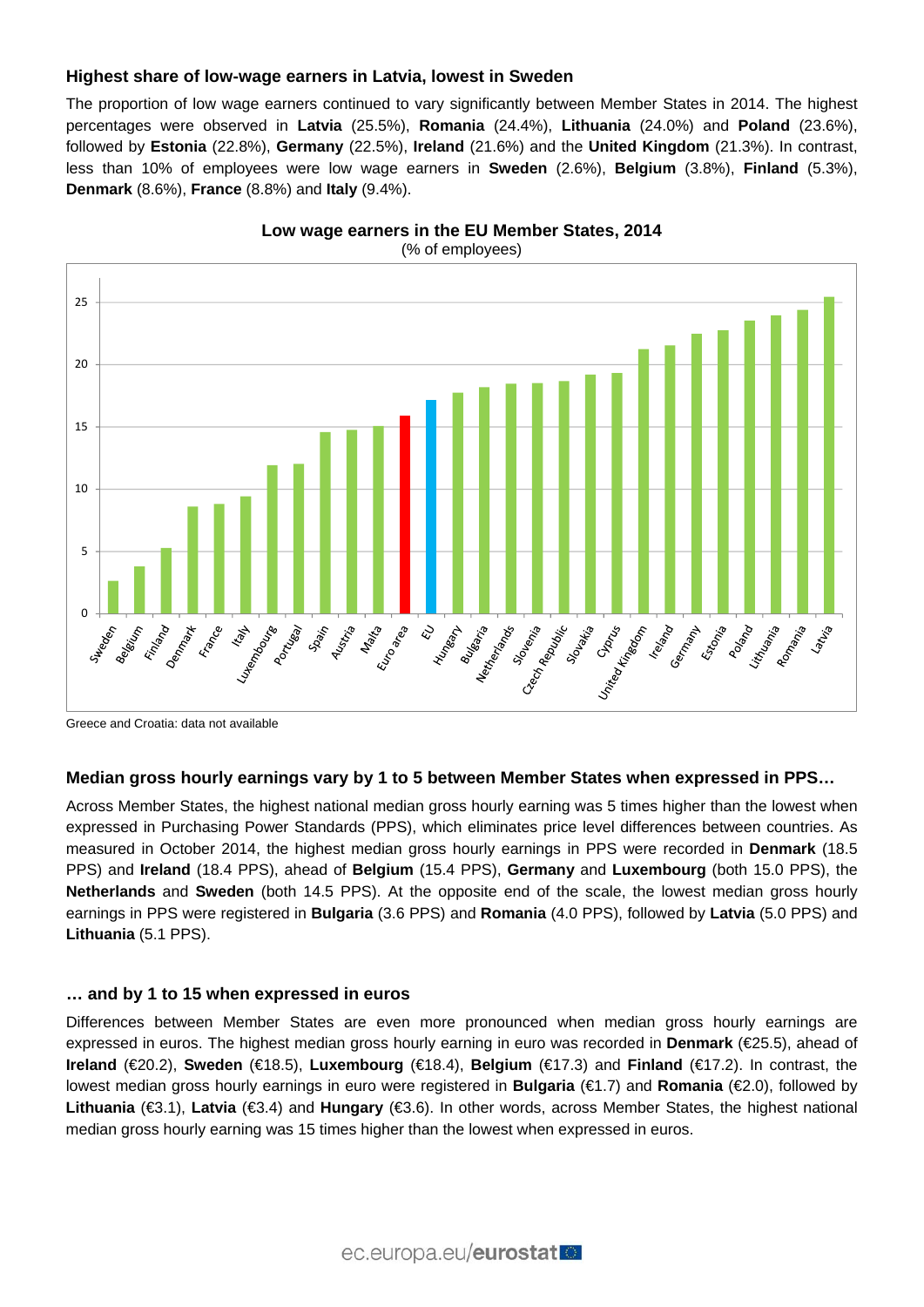### Highest share of low-wage earners in Latvia, lowest in Sweden

The proportion of low wage earners continued to vary significantly between Member States in 2014. The highest percentages were observed in **Latvia** (25.5%), **Romania** (24.4%), **Lithuania** (24.0%) and **Poland** (23.6%), followed by **Estonia** (22.8%), **Germany** (22.5%), **Ireland** (21.6%) and the **United Kingdom** (21.3%). In contrast, less than 10% of employees were low wage earners in **Sweden** (2.6%), **Belgium** (3.8%), **Finland** (5.3%), **Denmark** (8.6%), **France** (8.8%) and **Italy** (9.4%).

**Low wage earners in the EU Member States, 2014**
(% of employees)

Greece and Croatia: data not available

### Median gross hourly earnings vary by 1 to 5 between Member States when expressed in PPS…

Across Member States, the highest national median gross hourly earning was 5 times higher than the lowest when expressed in Purchasing Power Standards (PPS), which eliminates price level differences between countries. As measured in October 2014, the highest median gross hourly earnings in PPS were recorded in **Denmark** (18.5 PPS) and **Ireland** (18.4 PPS), ahead of **Belgium** (15.4 PPS), **Germany** and **Luxembourg** (both 15.0 PPS), the **Netherlands** and **Sweden** (both 14.5 PPS). At the opposite end of the scale, the lowest median gross hourly earnings in PPS were registered in **Bulgaria** (3.6 PPS) and **Romania** (4.0 PPS), followed by **Latvia** (5.0 PPS) and **Lithuania** (5.1 PPS).

### … and by 1 to 15 when expressed in euros

Differences between Member States are even more pronounced when median gross hourly earnings are expressed in euros. The highest median gross hourly earning in euro was recorded in **Denmark** (€25.5), ahead of **Ireland** (€20.2), **Sweden** (€18.5), **Luxembourg** (€18.4), **Belgium** (€17.3) and **Finland** (€17.2). In contrast, the lowest median gross hourly earnings in euro were registered in **Bulgaria** (€1.7) and **Romania** (€2.0), followed by **Lithuania** (€3.1), **Latvia** (€3.4) and **Hungary** (€3.6). In other words, across Member States, the highest national median gross hourly earning was 15 times higher than the lowest when expressed in euros.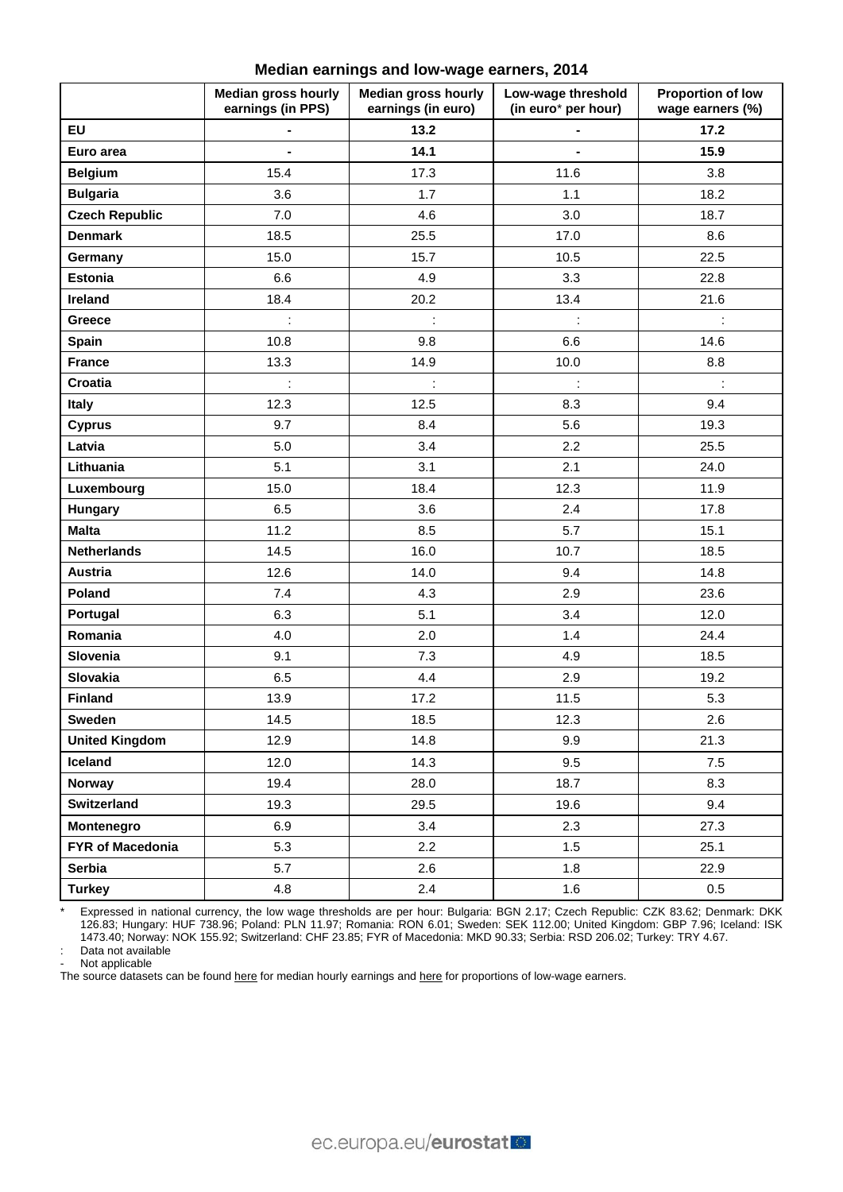**Median earnings and low-wage earners, 2014**

| | Median gross hourly earnings (in PPS) | Median gross hourly earnings (in euro) | Low-wage threshold (in euro* per hour) | Proportion of low wage earners (%) |
|---|---|---|---|---|
| **EU** | **-** | **13.2** | **-** | **17.2** |
| **Euro area** | **-** | **14.1** | **-** | **15.9** |
| **Belgium** | 15.4 | 17.3 | 11.6 | 3.8 |
| **Bulgaria** | 3.6 | 1.7 | 1.1 | 18.2 |
| **Czech Republic** | 7.0 | 4.6 | 3.0 | 18.7 |
| **Denmark** | 18.5 | 25.5 | 17.0 | 8.6 |
| **Germany** | 15.0 | 15.7 | 10.5 | 22.5 |
| **Estonia** | 6.6 | 4.9 | 3.3 | 22.8 |
| **Ireland** | 18.4 | 20.2 | 13.4 | 21.6 |
| **Greece** | : | : | : | : |
| **Spain** | 10.8 | 9.8 | 6.6 | 14.6 |
| **France** | 13.3 | 14.9 | 10.0 | 8.8 |
| **Croatia** | : | : | : | : |
| **Italy** | 12.3 | 12.5 | 8.3 | 9.4 |
| **Cyprus** | 9.7 | 8.4 | 5.6 | 19.3 |
| **Latvia** | 5.0 | 3.4 | 2.2 | 25.5 |
| **Lithuania** | 5.1 | 3.1 | 2.1 | 24.0 |
| **Luxembourg** | 15.0 | 18.4 | 12.3 | 11.9 |
| **Hungary** | 6.5 | 3.6 | 2.4 | 17.8 |
| **Malta** | 11.2 | 8.5 | 5.7 | 15.1 |
| **Netherlands** | 14.5 | 16.0 | 10.7 | 18.5 |
| **Austria** | 12.6 | 14.0 | 9.4 | 14.8 |
| **Poland** | 7.4 | 4.3 | 2.9 | 23.6 |
| **Portugal** | 6.3 | 5.1 | 3.4 | 12.0 |
| **Romania** | 4.0 | 2.0 | 1.4 | 24.4 |
| **Slovenia** | 9.1 | 7.3 | 4.9 | 18.5 |
| **Slovakia** | 6.5 | 4.4 | 2.9 | 19.2 |
| **Finland** | 13.9 | 17.2 | 11.5 | 5.3 |
| **Sweden** | 14.5 | 18.5 | 12.3 | 2.6 |
| **United Kingdom** | 12.9 | 14.8 | 9.9 | 21.3 |
| **Iceland** | 12.0 | 14.3 | 9.5 | 7.5 |
| **Norway** | 19.4 | 28.0 | 18.7 | 8.3 |
| **Switzerland** | 19.3 | 29.5 | 19.6 | 9.4 |
| **Montenegro** | 6.9 | 3.4 | 2.3 | 27.3 |
| **FYR of Macedonia** | 5.3 | 2.2 | 1.5 | 25.1 |
| **Serbia** | 5.7 | 2.6 | 1.8 | 22.9 |
| **Turkey** | 4.8 | 2.4 | 1.6 | 0.5 |

\* Expressed in national currency, the low wage thresholds are per hour: Bulgaria: BGN 2.17; Czech Republic: CZK 83.62; Denmark: DKK 126.83; Hungary: HUF 738.96; Poland: PLN 11.97; Romania: RON 6.01; Sweden: SEK 112.00; United Kingdom: GBP 7.96; Iceland: ISK 1473.40; Norway: NOK 155.92; Switzerland: CHF 23.85; FYR of Macedonia: MKD 90.33; Serbia: RSD 206.02; Turkey: TRY 4.67.

: Data not available

\- Not applicable

The source datasets can be found here for median hourly earnings and here for proportions of low-wage earners.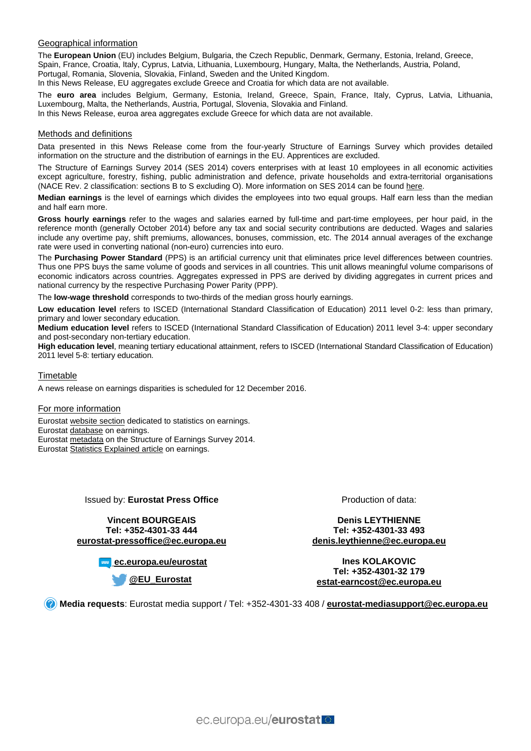## Geographical information

The **European Union** (EU) includes Belgium, Bulgaria, the Czech Republic, Denmark, Germany, Estonia, Ireland, Greece, Spain, France, Croatia, Italy, Cyprus, Latvia, Lithuania, Luxembourg, Hungary, Malta, the Netherlands, Austria, Poland, Portugal, Romania, Slovenia, Slovakia, Finland, Sweden and the United Kingdom.
In this News Release, EU aggregates exclude Greece and Croatia for which data are not available.

The **euro area** includes Belgium, Germany, Estonia, Ireland, Greece, Spain, France, Italy, Cyprus, Latvia, Lithuania, Luxembourg, Malta, the Netherlands, Austria, Portugal, Slovenia, Slovakia and Finland.
In this News Release, euroa area aggregates exclude Greece for which data are not available.

## Methods and definitions

Data presented in this News Release come from the four-yearly Structure of Earnings Survey which provides detailed information on the structure and the distribution of earnings in the EU. Apprentices are excluded.

The Structure of Earnings Survey 2014 (SES 2014) covers enterprises with at least 10 employees in all economic activities except agriculture, forestry, fishing, public administration and defence, private households and extra-territorial organisations (NACE Rev. 2 classification: sections B to S excluding O). More information on SES 2014 can be found here.

**Median earnings** is the level of earnings which divides the employees into two equal groups. Half earn less than the median and half earn more.

**Gross hourly earnings** refer to the wages and salaries earned by full-time and part-time employees, per hour paid, in the reference month (generally October 2014) before any tax and social security contributions are deducted. Wages and salaries include any overtime pay, shift premiums, allowances, bonuses, commission, etc. The 2014 annual averages of the exchange rate were used in converting national (non-euro) currencies into euro.

The **Purchasing Power Standard** (PPS) is an artificial currency unit that eliminates price level differences between countries. Thus one PPS buys the same volume of goods and services in all countries. This unit allows meaningful volume comparisons of economic indicators across countries. Aggregates expressed in PPS are derived by dividing aggregates in current prices and national currency by the respective Purchasing Power Parity (PPP).

The **low-wage threshold** corresponds to two-thirds of the median gross hourly earnings.

**Low education level** refers to ISCED (International Standard Classification of Education) 2011 level 0-2: less than primary, primary and lower secondary education.
**Medium education level** refers to ISCED (International Standard Classification of Education) 2011 level 3-4: upper secondary and post-secondary non-tertiary education.
**High education level**, meaning tertiary educational attainment, refers to ISCED (International Standard Classification of Education) 2011 level 5-8: tertiary education.

## Timetable

A news release on earnings disparities is scheduled for 12 December 2016.

## For more information

Eurostat website section dedicated to statistics on earnings.
Eurostat database on earnings.
Eurostat metadata on the Structure of Earnings Survey 2014.
Eurostat Statistics Explained article on earnings.

Issued by: **Eurostat Press Office**

**Vincent BOURGEAIS**
**Tel: +352-4301-33 444**
**eurostat-pressoffice@ec.europa.eu**

**ec.europa.eu/eurostat**

**@EU_Eurostat**

Production of data:

**Denis LEYTHIENNE**
**Tel: +352-4301-33 493**
**denis.leythienne@ec.europa.eu**

**Ines KOLAKOVIC**
**Tel: +352-4301-32 179**
**estat-earncost@ec.europa.eu**

**Media requests**: Eurostat media support / Tel: +352-4301-33 408 / **eurostat-mediasupport@ec.europa.eu**